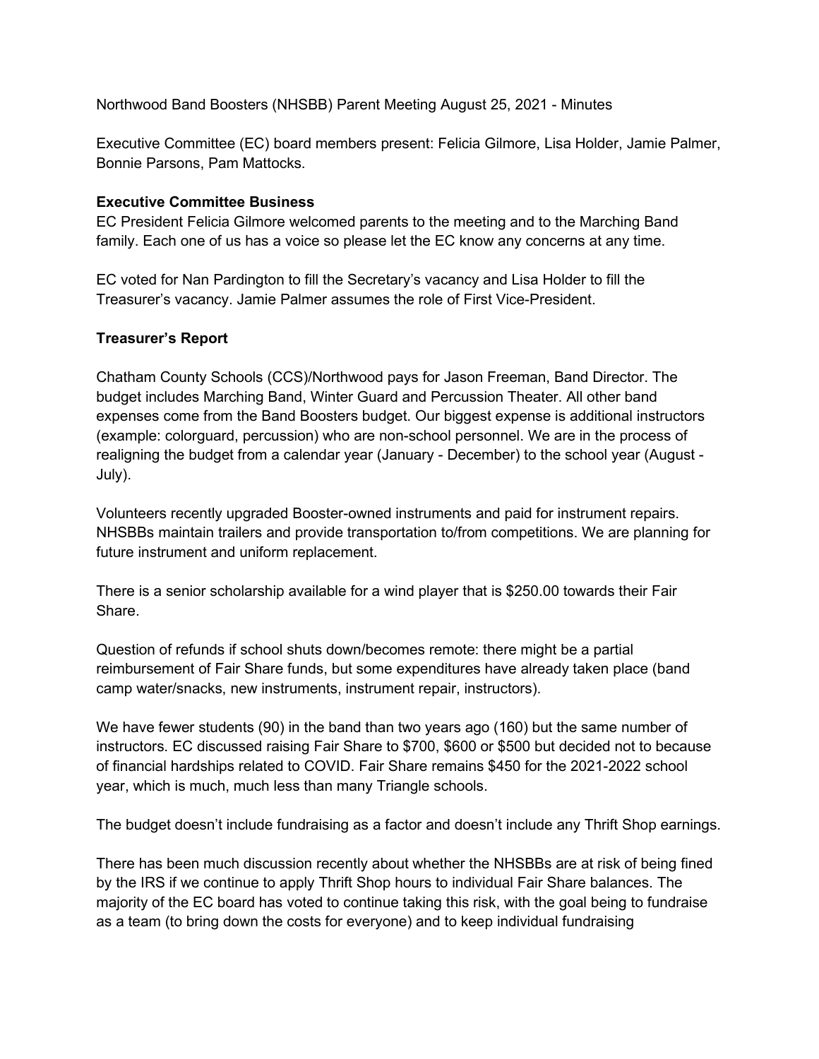Northwood Band Boosters (NHSBB) Parent Meeting August 25, 2021 - Minutes

Executive Committee (EC) board members present: Felicia Gilmore, Lisa Holder, Jamie Palmer, Bonnie Parsons, Pam Mattocks.

**Executive Committee Business**

EC President Felicia Gilmore welcomed parents to the meeting and to the Marching Band family. Each one of us has a voice so please let the EC know any concerns at any time.

EC voted for Nan Pardington to fill the Secretary's vacancy and Lisa Holder to fill the Treasurer's vacancy. Jamie Palmer assumes the role of First Vice-President.

**Treasurer's Report**

Chatham County Schools (CCS)/Northwood pays for Jason Freeman, Band Director. The budget includes Marching Band, Winter Guard and Percussion Theater. All other band expenses come from the Band Boosters budget. Our biggest expense is additional instructors (example: colorguard, percussion) who are non-school personnel. We are in the process of realigning the budget from a calendar year (January - December) to the school year (August - July).

Volunteers recently upgraded Booster-owned instruments and paid for instrument repairs. NHSBBs maintain trailers and provide transportation to/from competitions. We are planning for future instrument and uniform replacement.

There is a senior scholarship available for a wind player that is $250.00 towards their Fair Share.

Question of refunds if school shuts down/becomes remote: there might be a partial reimbursement of Fair Share funds, but some expenditures have already taken place (band camp water/snacks, new instruments, instrument repair, instructors).

We have fewer students (90) in the band than two years ago (160) but the same number of instructors. EC discussed raising Fair Share to $700, $600 or $500 but decided not to because of financial hardships related to COVID. Fair Share remains $450 for the 2021-2022 school year, which is much, much less than many Triangle schools.

The budget doesn't include fundraising as a factor and doesn't include any Thrift Shop earnings.

There has been much discussion recently about whether the NHSBBs are at risk of being fined by the IRS if we continue to apply Thrift Shop hours to individual Fair Share balances. The majority of the EC board has voted to continue taking this risk, with the goal being to fundraise as a team (to bring down the costs for everyone) and to keep individual fundraising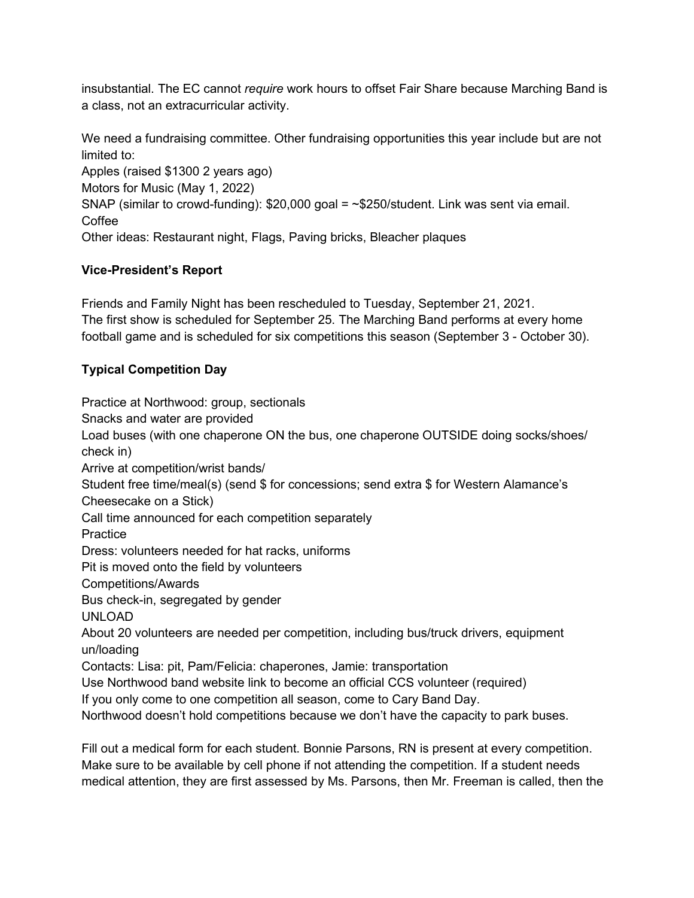insubstantial. The EC cannot *require* work hours to offset Fair Share because Marching Band is a class, not an extracurricular activity.

We need a fundraising committee. Other fundraising opportunities this year include but are not limited to:
Apples (raised $1300 2 years ago)
Motors for Music (May 1, 2022)
SNAP (similar to crowd-funding): $20,000 goal = ~$250/student. Link was sent via email.
Coffee
Other ideas: Restaurant night, Flags, Paving bricks, Bleacher plaques

**Vice-President's Report**

Friends and Family Night has been rescheduled to Tuesday, September 21, 2021.
The first show is scheduled for September 25. The Marching Band performs at every home football game and is scheduled for six competitions this season (September 3 - October 30).

**Typical Competition Day**

Practice at Northwood: group, sectionals
Snacks and water are provided
Load buses (with one chaperone ON the bus, one chaperone OUTSIDE doing socks/shoes/check in)
Arrive at competition/wrist bands/
Student free time/meal(s) (send $ for concessions; send extra $ for Western Alamance's Cheesecake on a Stick)
Call time announced for each competition separately
Practice
Dress: volunteers needed for hat racks, uniforms
Pit is moved onto the field by volunteers
Competitions/Awards
Bus check-in, segregated by gender
UNLOAD
About 20 volunteers are needed per competition, including bus/truck drivers, equipment un/loading
Contacts: Lisa: pit, Pam/Felicia: chaperones, Jamie: transportation
Use Northwood band website link to become an official CCS volunteer (required)
If you only come to one competition all season, come to Cary Band Day.
Northwood doesn't hold competitions because we don't have the capacity to park buses.

Fill out a medical form for each student. Bonnie Parsons, RN is present at every competition. Make sure to be available by cell phone if not attending the competition. If a student needs medical attention, they are first assessed by Ms. Parsons, then Mr. Freeman is called, then the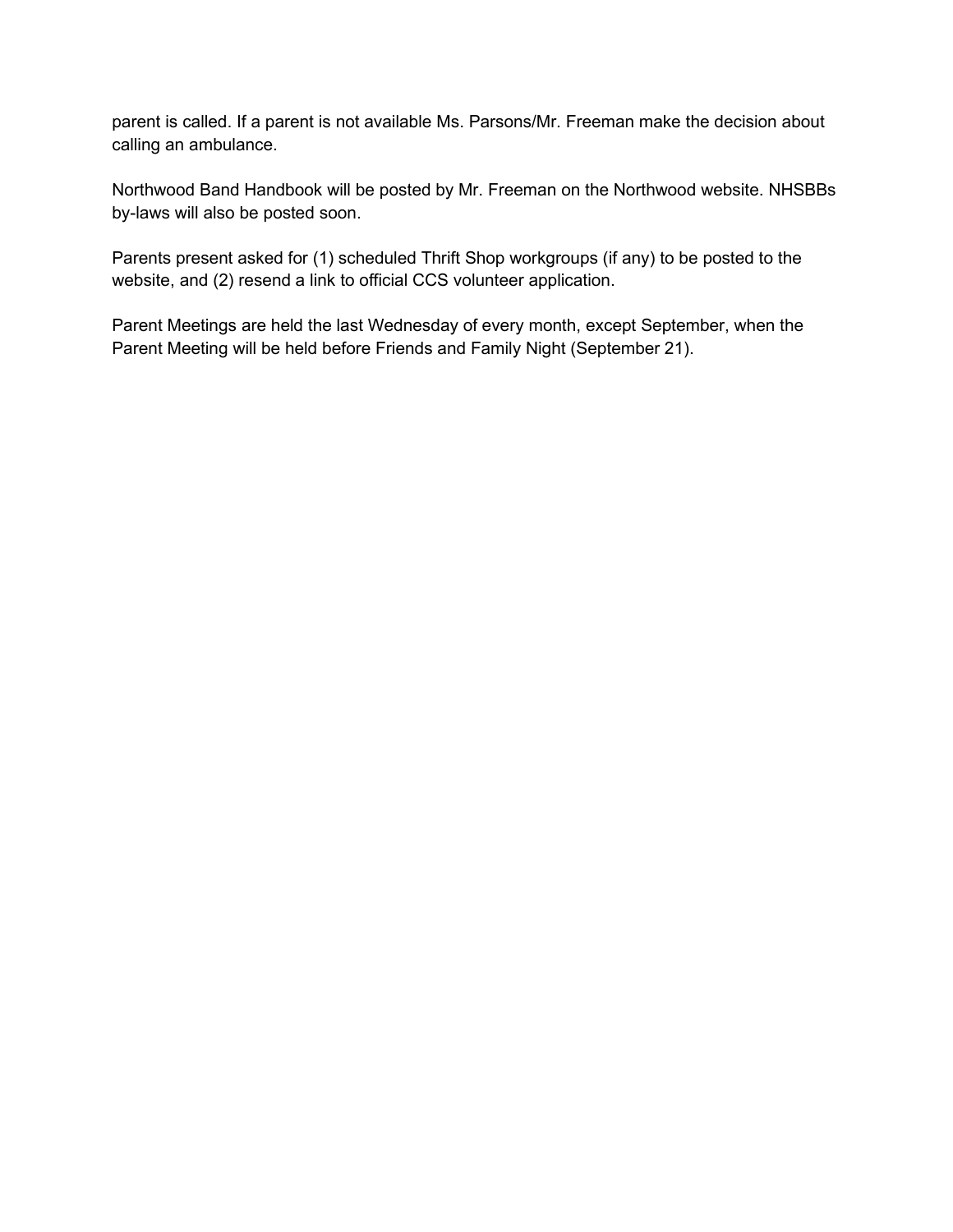parent is called. If a parent is not available Ms. Parsons/Mr. Freeman make the decision about calling an ambulance.

Northwood Band Handbook will be posted by Mr. Freeman on the Northwood website. NHSBBs by-laws will also be posted soon.

Parents present asked for (1) scheduled Thrift Shop workgroups (if any) to be posted to the website, and (2) resend a link to official CCS volunteer application.

Parent Meetings are held the last Wednesday of every month, except September, when the Parent Meeting will be held before Friends and Family Night (September 21).